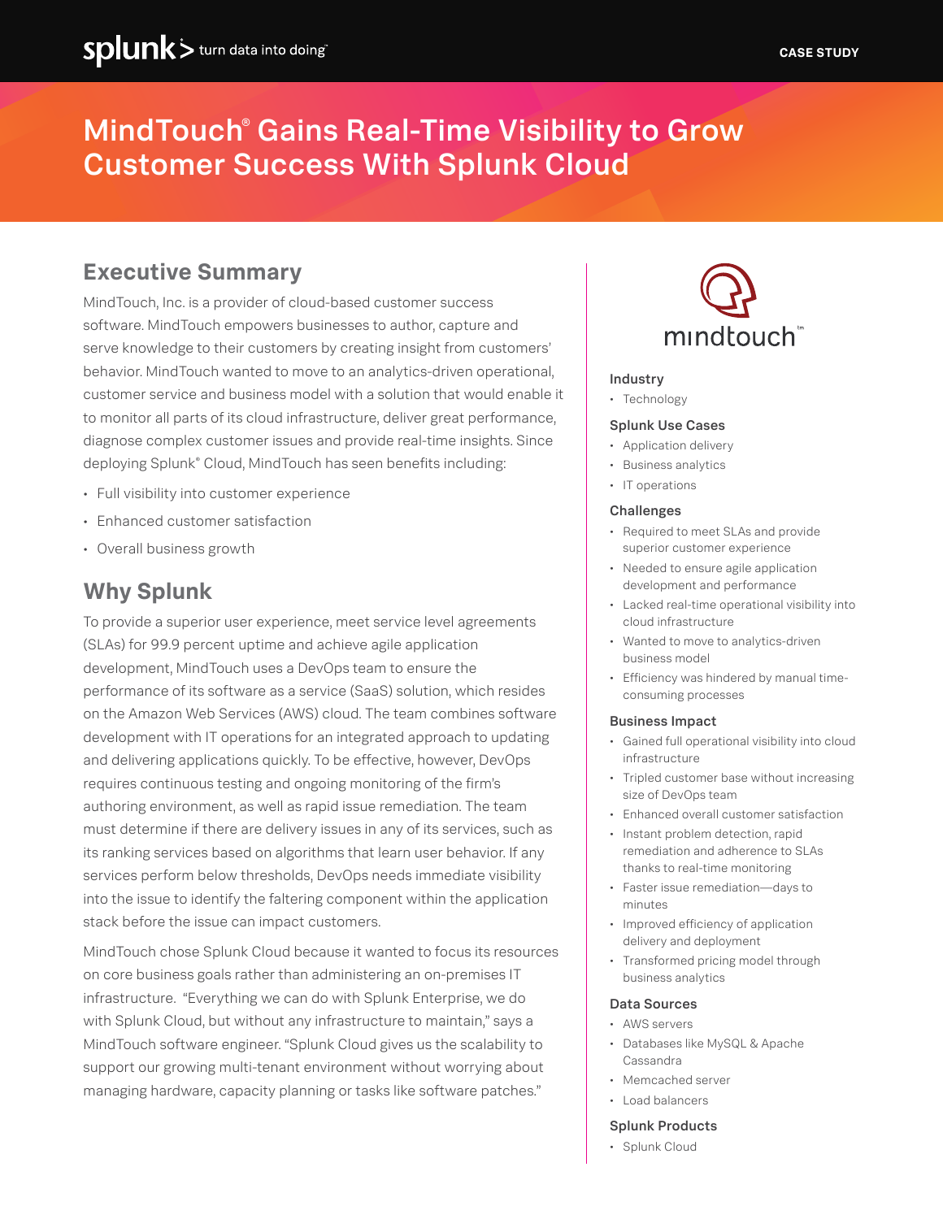# MindTouch® Gains Real-Time Visibility to Grow Customer Success With Splunk Cloud

## Executive Summary

MindTouch, Inc. is a provider of cloud-based customer success software. MindTouch empowers businesses to author, capture and serve knowledge to their customers by creating insight from customers' behavior. MindTouch wanted to move to an analytics-driven operational, customer service and business model with a solution that would enable it to monitor all parts of its cloud infrastructure, deliver great performance, diagnose complex customer issues and provide real-time insights. Since deploying Splunk® Cloud, MindTouch has seen benefits including:

- Full visibility into customer experience
- Enhanced customer satisfaction
- Overall business growth

## Why Splunk

To provide a superior user experience, meet service level agreements (SLAs) for 99.9 percent uptime and achieve agile application development, MindTouch uses a DevOps team to ensure the performance of its software as a service (SaaS) solution, which resides on the Amazon Web Services (AWS) cloud. The team combines software development with IT operations for an integrated approach to updating and delivering applications quickly. To be effective, however, DevOps requires continuous testing and ongoing monitoring of the firm's authoring environment, as well as rapid issue remediation. The team must determine if there are delivery issues in any of its services, such as its ranking services based on algorithms that learn user behavior. If any services perform below thresholds, DevOps needs immediate visibility into the issue to identify the faltering component within the application stack before the issue can impact customers.

MindTouch chose Splunk Cloud because it wanted to focus its resources on core business goals rather than administering an on-premises IT infrastructure. "Everything we can do with Splunk Enterprise, we do with Splunk Cloud, but without any infrastructure to maintain," says a MindTouch software engineer. "Splunk Cloud gives us the scalability to support our growing multi-tenant environment without worrying about managing hardware, capacity planning or tasks like software patches."

### Industry

- Technology

### Splunk Use Cases

- Application delivery
- Business analytics
- IT operations

### Challenges

- Required to meet SLAs and provide superior customer experience
- Needed to ensure agile application development and performance
- Lacked real-time operational visibility into cloud infrastructure
- Wanted to move to analytics-driven business model
- Efficiency was hindered by manual time-consuming processes

### Business Impact

- Gained full operational visibility into cloud infrastructure
- Tripled customer base without increasing size of DevOps team
- Enhanced overall customer satisfaction
- Instant problem detection, rapid remediation and adherence to SLAs thanks to real-time monitoring
- Faster issue remediation—days to minutes
- Improved efficiency of application delivery and deployment
- Transformed pricing model through business analytics

### Data Sources

- AWS servers
- Databases like MySQL & Apache Cassandra
- Memcached server
- Load balancers

### Splunk Products

- Splunk Cloud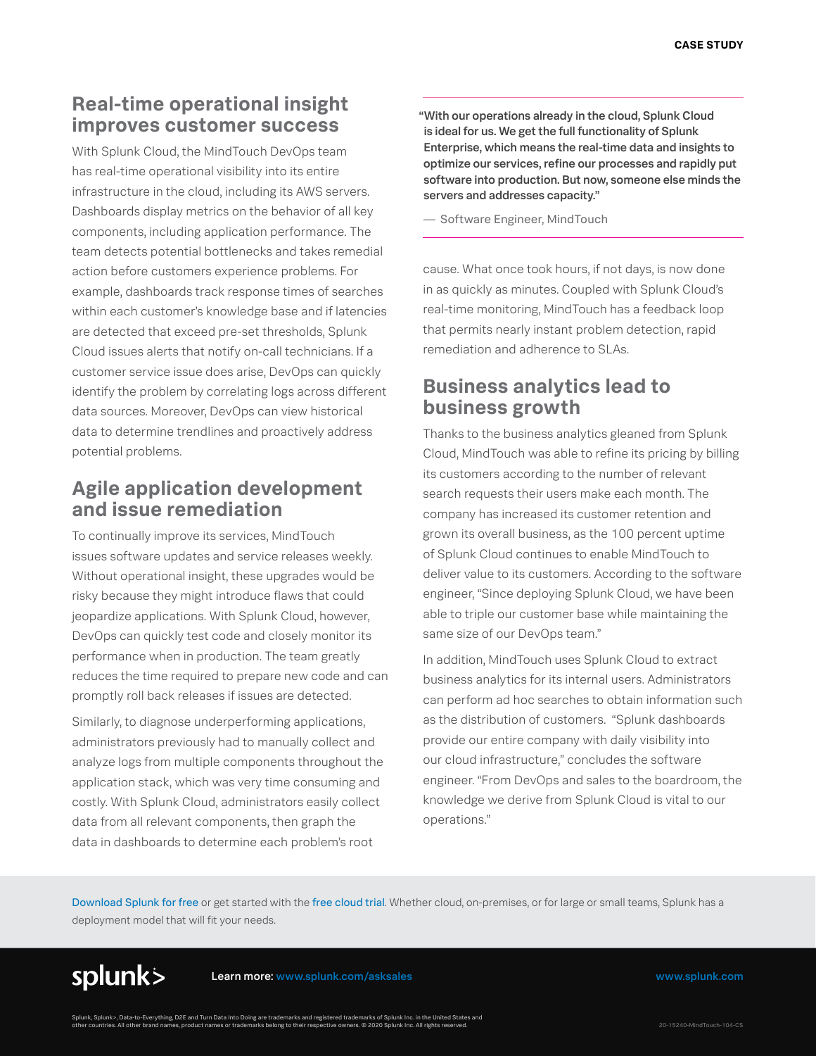## Real-time operational insight improves customer success

With Splunk Cloud, the MindTouch DevOps team has real-time operational visibility into its entire infrastructure in the cloud, including its AWS servers. Dashboards display metrics on the behavior of all key components, including application performance. The team detects potential bottlenecks and takes remedial action before customers experience problems. For example, dashboards track response times of searches within each customer's knowledge base and if latencies are detected that exceed pre-set thresholds, Splunk Cloud issues alerts that notify on-call technicians. If a customer service issue does arise, DevOps can quickly identify the problem by correlating logs across different data sources. Moreover, DevOps can view historical data to determine trendlines and proactively address potential problems.

## Agile application development and issue remediation

To continually improve its services, MindTouch issues software updates and service releases weekly. Without operational insight, these upgrades would be risky because they might introduce flaws that could jeopardize applications. With Splunk Cloud, however, DevOps can quickly test code and closely monitor its performance when in production. The team greatly reduces the time required to prepare new code and can promptly roll back releases if issues are detected.

Similarly, to diagnose underperforming applications, administrators previously had to manually collect and analyze logs from multiple components throughout the application stack, which was very time consuming and costly. With Splunk Cloud, administrators easily collect data from all relevant components, then graph the data in dashboards to determine each problem's root cause. What once took hours, if not days, is now done in as quickly as minutes. Coupled with Splunk Cloud's real-time monitoring, MindTouch has a feedback loop that permits nearly instant problem detection, rapid remediation and adherence to SLAs.

> **"With our operations already in the cloud, Splunk Cloud is ideal for us. We get the full functionality of Splunk Enterprise, which means the real-time data and insights to optimize our services, refine our processes and rapidly put software into production. But now, someone else minds the servers and addresses capacity."**
>
> — Software Engineer, MindTouch

## Business analytics lead to business growth

Thanks to the business analytics gleaned from Splunk Cloud, MindTouch was able to refine its pricing by billing its customers according to the number of relevant search requests their users make each month. The company has increased its customer retention and grown its overall business, as the 100 percent uptime of Splunk Cloud continues to enable MindTouch to deliver value to its customers. According to the software engineer, "Since deploying Splunk Cloud, we have been able to triple our customer base while maintaining the same size of our DevOps team."

In addition, MindTouch uses Splunk Cloud to extract business analytics for its internal users. Administrators can perform ad hoc searches to obtain information such as the distribution of customers. "Splunk dashboards provide our entire company with daily visibility into our cloud infrastructure," concludes the software engineer. "From DevOps and sales to the boardroom, the knowledge we derive from Splunk Cloud is vital to our operations."

Download Splunk for free or get started with the free cloud trial. Whether cloud, on-premises, or for large or small teams, Splunk has a deployment model that will fit your needs.

splunk>

**Learn more:** www.splunk.com/asksales

www.splunk.com

Splunk, Splunk>, Data-to-Everything, D2E and Turn Data Into Doing are trademarks and registered trademarks of Splunk Inc. in the United States and other countries. All other brand names, product names or trademarks belong to their respective owners. © 2020 Splunk Inc. All rights reserved.

20-15240-MindTouch-104-CS